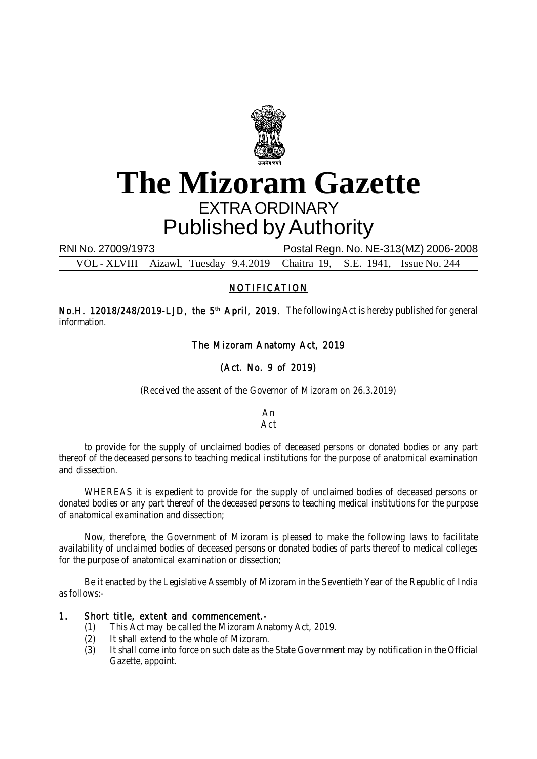# The Mizoram Gazette

## EXTRA ORDINARY

## Published by Authority

RNI No. 27009/1973 Postal Regn. No. NE-313(MZ) 2006-2008

VOL - XLVIII Aizawl, Tuesday 9.4.2019 Chaitra 19, S.E. 1941, Issue No. 244

### NOTIFICATION

**No.H. 12018/248/2019-LJD, the 5th April, 2019.** The following Act is hereby published for general information.

### The Mizoram Anatomy Act, 2019

### (Act. No. 9 of 2019)

(Received the assent of the Governor of Mizoram on 26.3.2019)

An
Act

to provide for the supply of unclaimed bodies of deceased persons or donated bodies or any part thereof of the deceased persons to teaching medical institutions for the purpose of anatomical examination and dissection.

WHEREAS it is expedient to provide for the supply of unclaimed bodies of deceased persons or donated bodies or any part thereof of the deceased persons to teaching medical institutions for the purpose of anatomical examination and dissection;

Now, therefore, the Government of Mizoram is pleased to make the following laws to facilitate availability of unclaimed bodies of deceased persons or donated bodies of parts thereof to medical colleges for the purpose of anatomical examination or dissection;

Be it enacted by the Legislative Assembly of Mizoram in the Seventieth Year of the Republic of India as follows:-

**1. Short title, extent and commencement.-**

(1) This Act may be called the Mizoram Anatomy Act, 2019.

(2) It shall extend to the whole of Mizoram.

(3) It shall come into force on such date as the State Government may by notification in the Official Gazette, appoint.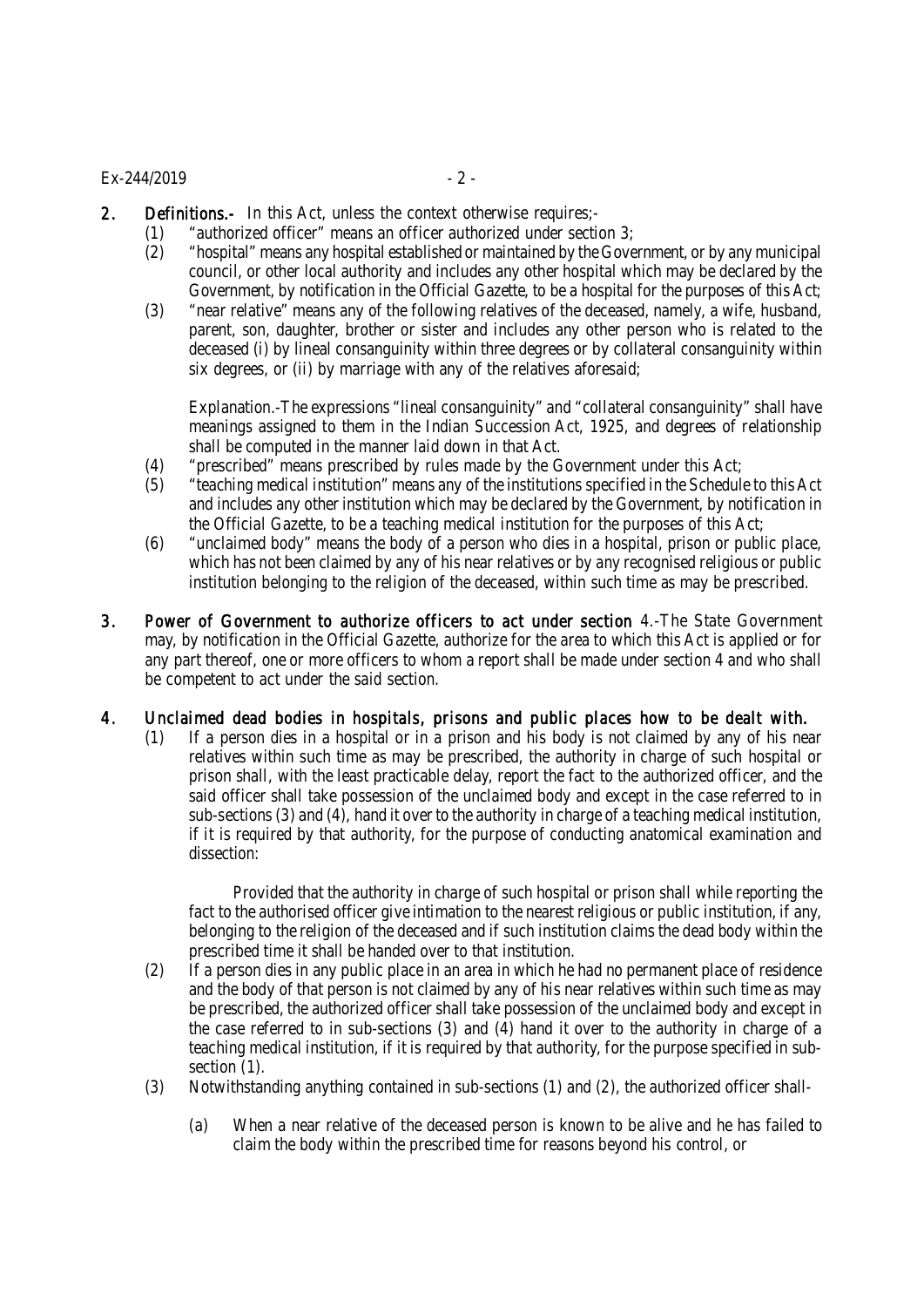**2. Definitions.-** In this Act, unless the context otherwise requires;-

(1) "authorized officer" means an officer authorized under section 3;

(2) "hospital" means any hospital established or maintained by the Government, or by any municipal council, or other local authority and includes any other hospital which may be declared by the Government, by notification in the Official Gazette, to be a hospital for the purposes of this Act;

(3) "near relative" means any of the following relatives of the deceased, namely, a wife, husband, parent, son, daughter, brother or sister and includes any other person who is related to the deceased (i) by lineal consanguinity within three degrees or by collateral consanguinity within six degrees, or (ii) by marriage with any of the relatives aforesaid;

Explanation.-The expressions "lineal consanguinity" and "collateral consanguinity" shall have meanings assigned to them in the Indian Succession Act, 1925, and degrees of relationship shall be computed in the manner laid down in that Act.

(4) "prescribed" means prescribed by rules made by the Government under this Act;

(5) "teaching medical institution" means any of the institutions specified in the Schedule to this Act and includes any other institution which may be declared by the Government, by notification in the Official Gazette, to be a teaching medical institution for the purposes of this Act;

(6) "unclaimed body" means the body of a person who dies in a hospital, prison or public place, which has not been claimed by any of his near relatives or by any recognised religious or public institution belonging to the religion of the deceased, within such time as may be prescribed.

**3. Power of Government to authorize officers to act under section 4.**-The State Government may, by notification in the Official Gazette, authorize for the area to which this Act is applied or for any part thereof, one or more officers to whom a report shall be made under section 4 and who shall be competent to act under the said section.

**4. Unclaimed dead bodies in hospitals, prisons and public places how to be dealt with.**

(1) If a person dies in a hospital or in a prison and his body is not claimed by any of his near relatives within such time as may be prescribed, the authority in charge of such hospital or prison shall, with the least practicable delay, report the fact to the authorized officer, and the said officer shall take possession of the unclaimed body and except in the case referred to in sub-sections (3) and (4), hand it over to the authority in charge of a teaching medical institution, if it is required by that authority, for the purpose of conducting anatomical examination and dissection:

Provided that the authority in charge of such hospital or prison shall while reporting the fact to the authorised officer give intimation to the nearest religious or public institution, if any, belonging to the religion of the deceased and if such institution claims the dead body within the prescribed time it shall be handed over to that institution.

(2) If a person dies in any public place in an area in which he had no permanent place of residence and the body of that person is not claimed by any of his near relatives within such time as may be prescribed, the authorized officer shall take possession of the unclaimed body and except in the case referred to in sub-sections (3) and (4) hand it over to the authority in charge of a teaching medical institution, if it is required by that authority, for the purpose specified in sub-section (1).

(3) Notwithstanding anything contained in sub-sections (1) and (2), the authorized officer shall-

(a) When a near relative of the deceased person is known to be alive and he has failed to claim the body within the prescribed time for reasons beyond his control, or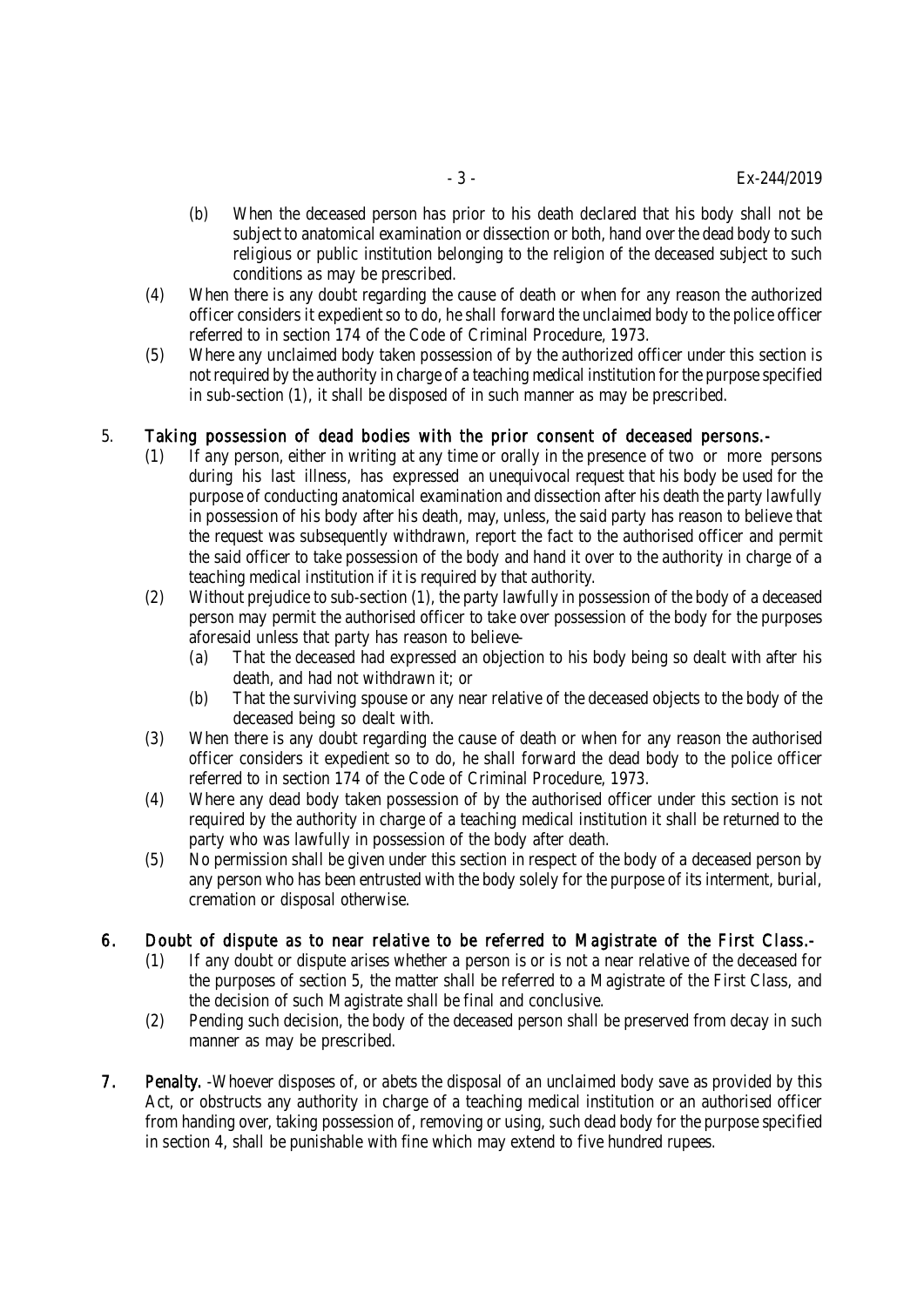(b) When the deceased person has prior to his death declared that his body shall not be subject to anatomical examination or dissection or both, hand over the dead body to such religious or public institution belonging to the religion of the deceased subject to such conditions as may be prescribed.

(4) When there is any doubt regarding the cause of death or when for any reason the authorized officer considers it expedient so to do, he shall forward the unclaimed body to the police officer referred to in section 174 of the Code of Criminal Procedure, 1973.

(5) Where any unclaimed body taken possession of by the authorized officer under this section is not required by the authority in charge of a teaching medical institution for the purpose specified in sub-section (1), it shall be disposed of in such manner as may be prescribed.

5. **Taking possession of dead bodies with the prior consent of deceased persons.-**

(1) If any person, either in writing at any time or orally in the presence of two or more persons during his last illness, has expressed an unequivocal request that his body be used for the purpose of conducting anatomical examination and dissection after his death the party lawfully in possession of his body after his death, may, unless, the said party has reason to believe that the request was subsequently withdrawn, report the fact to the authorised officer and permit the said officer to take possession of the body and hand it over to the authority in charge of a teaching medical institution if it is required by that authority.

(2) Without prejudice to sub-section (1), the party lawfully in possession of the body of a deceased person may permit the authorised officer to take over possession of the body for the purposes aforesaid unless that party has reason to believe-

(a) That the deceased had expressed an objection to his body being so dealt with after his death, and had not withdrawn it; or

(b) That the surviving spouse or any near relative of the deceased objects to the body of the deceased being so dealt with.

(3) When there is any doubt regarding the cause of death or when for any reason the authorised officer considers it expedient so to do, he shall forward the dead body to the police officer referred to in section 174 of the Code of Criminal Procedure, 1973.

(4) Where any dead body taken possession of by the authorised officer under this section is not required by the authority in charge of a teaching medical institution it shall be returned to the party who was lawfully in possession of the body after death.

(5) No permission shall be given under this section in respect of the body of a deceased person by any person who has been entrusted with the body solely for the purpose of its interment, burial, cremation or disposal otherwise.

6. **Doubt of dispute as to near relative to be referred to Magistrate of the First Class.-**

(1) If any doubt or dispute arises whether a person is or is not a near relative of the deceased for the purposes of section 5, the matter shall be referred to a Magistrate of the First Class, and the decision of such Magistrate shall be final and conclusive.

(2) Pending such decision, the body of the deceased person shall be preserved from decay in such manner as may be prescribed.

7. **Penalty.** -Whoever disposes of, or abets the disposal of an unclaimed body save as provided by this Act, or obstructs any authority in charge of a teaching medical institution or an authorised officer from handing over, taking possession of, removing or using, such dead body for the purpose specified in section 4, shall be punishable with fine which may extend to five hundred rupees.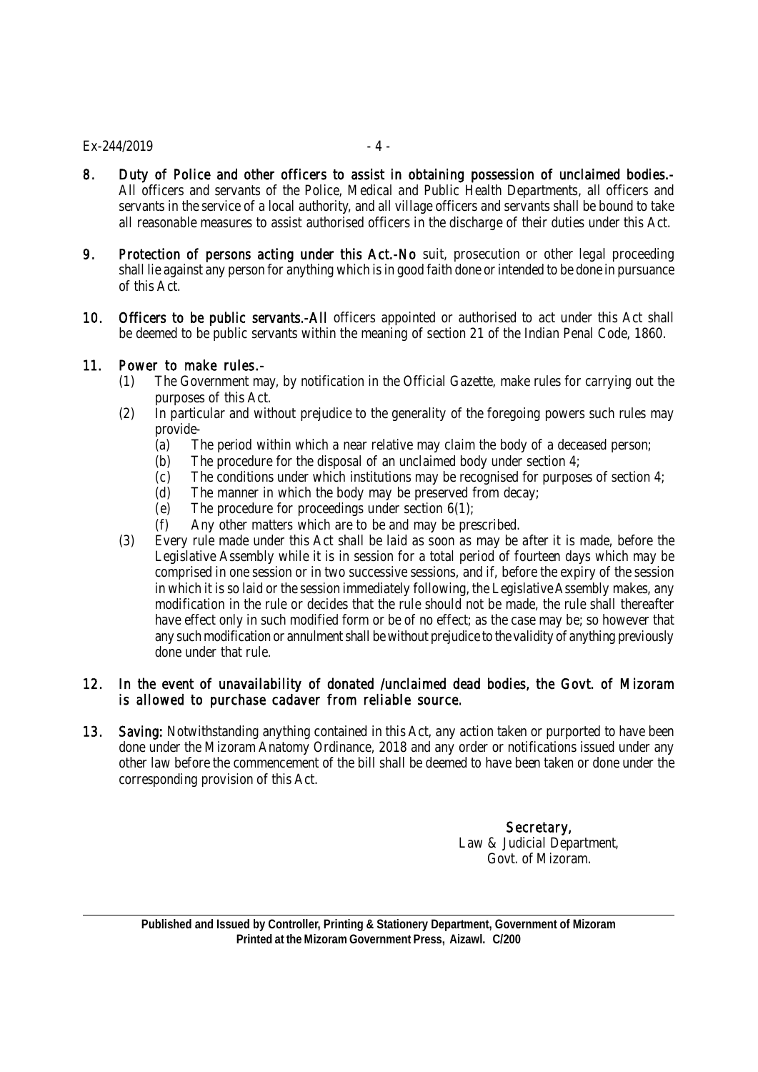**8. Duty of Police and other officers to assist in obtaining possession of unclaimed bodies.-** All officers and servants of the Police, Medical and Public Health Departments, all officers and servants in the service of a local authority, and all village officers and servants shall be bound to take all reasonable measures to assist authorised officers in the discharge of their duties under this Act.

**9. Protection of persons acting under this Act.-No** suit, prosecution or other legal proceeding shall lie against any person for anything which is in good faith done or intended to be done in pursuance of this Act.

**10. Officers to be public servants.-All** officers appointed or authorised to act under this Act shall be deemed to be public servants within the meaning of section 21 of the Indian Penal Code, 1860.

**11. Power to make rules.-**

(1) The Government may, by notification in the Official Gazette, make rules for carrying out the purposes of this Act.

(2) In particular and without prejudice to the generality of the foregoing powers such rules may provide-

(a) The period within which a near relative may claim the body of a deceased person;
(b) The procedure for the disposal of an unclaimed body under section 4;
(c) The conditions under which institutions may be recognised for purposes of section 4;
(d) The manner in which the body may be preserved from decay;
(e) The procedure for proceedings under section 6(1);
(f) Any other matters which are to be and may be prescribed.

(3) Every rule made under this Act shall be laid as soon as may be after it is made, before the Legislative Assembly while it is in session for a total period of fourteen days which may be comprised in one session or in two successive sessions, and if, before the expiry of the session in which it is so laid or the session immediately following, the Legislative Assembly makes, any modification in the rule or decides that the rule should not be made, the rule shall thereafter have effect only in such modified form or be of no effect; as the case may be; so however that any such modification or annulment shall be without prejudice to the validity of anything previously done under that rule.

**12. In the event of unavailability of donated /unclaimed dead bodies, the Govt. of Mizoram is allowed to purchase cadaver from reliable source.**

**13. Saving:** Notwithstanding anything contained in this Act, any action taken or purported to have been done under the Mizoram Anatomy Ordinance, 2018 and any order or notifications issued under any other law before the commencement of the bill shall be deemed to have been taken or done under the corresponding provision of this Act.

**Secretary,**
Law & Judicial Department,
Govt. of Mizoram.

**Published and Issued by Controller, Printing & Stationery Department, Government of Mizoram**
**Printed at the Mizoram Government Press, Aizawl. C/200**